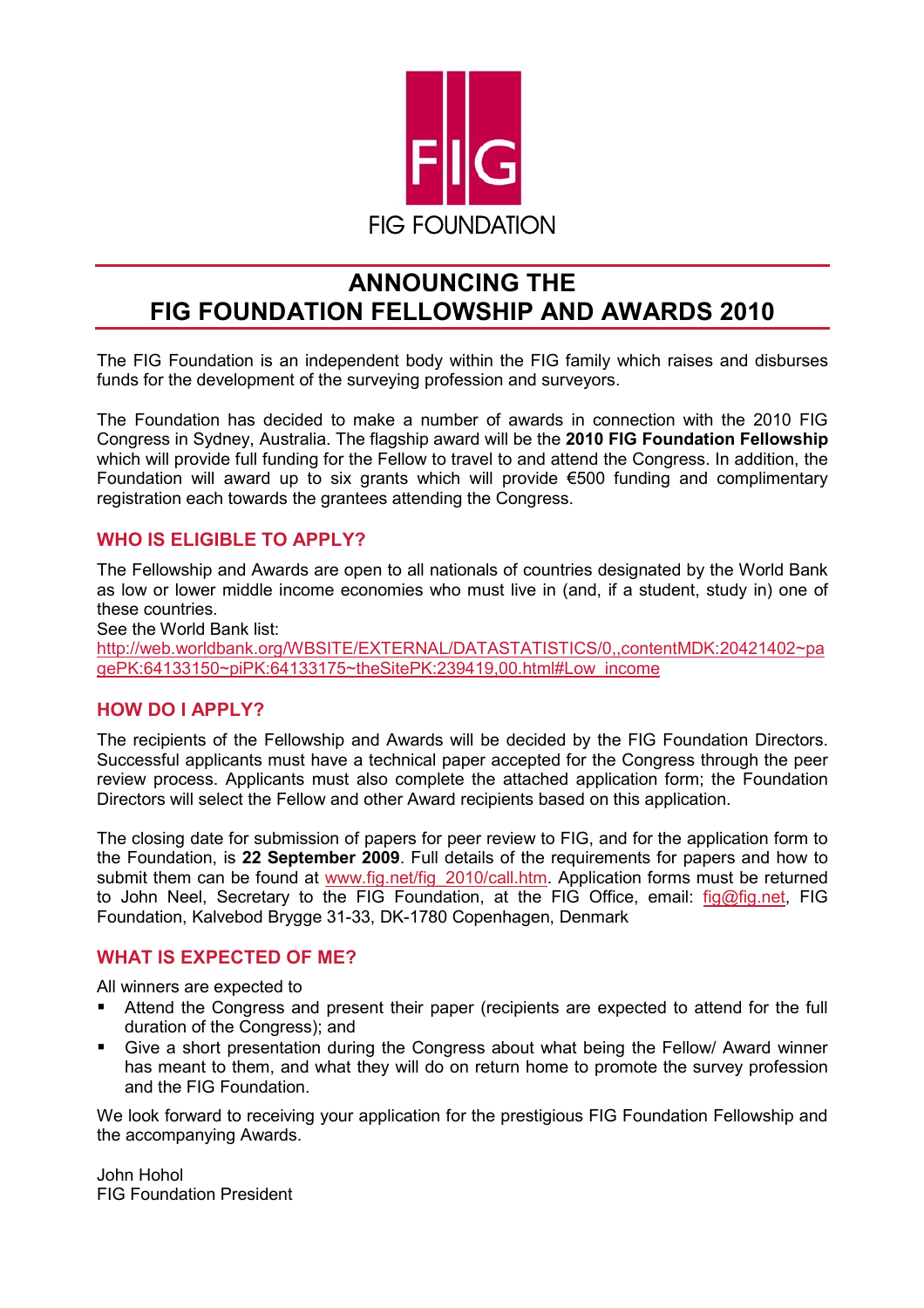FIG FOUNDATION

# ANNOUNCING THE FIG FOUNDATION FELLOWSHIP AND AWARDS 2010

The FIG Foundation is an independent body within the FIG family which raises and disburses funds for the development of the surveying profession and surveyors.

The Foundation has decided to make a number of awards in connection with the 2010 FIG Congress in Sydney, Australia. The flagship award will be the **2010 FIG Foundation Fellowship** which will provide full funding for the Fellow to travel to and attend the Congress. In addition, the Foundation will award up to six grants which will provide €500 funding and complimentary registration each towards the grantees attending the Congress.

## WHO IS ELIGIBLE TO APPLY?

The Fellowship and Awards are open to all nationals of countries designated by the World Bank as low or lower middle income economies who must live in (and, if a student, study in) one of these countries.
See the World Bank list:
http://web.worldbank.org/WBSITE/EXTERNAL/DATASTATISTICS/0,,contentMDK:20421402~pagePK:64133150~piPK:64133175~theSitePK:239419,00.html#Low_income

## HOW DO I APPLY?

The recipients of the Fellowship and Awards will be decided by the FIG Foundation Directors. Successful applicants must have a technical paper accepted for the Congress through the peer review process. Applicants must also complete the attached application form; the Foundation Directors will select the Fellow and other Award recipients based on this application.

The closing date for submission of papers for peer review to FIG, and for the application form to the Foundation, is **22 September 2009**. Full details of the requirements for papers and how to submit them can be found at www.fig.net/fig_2010/call.htm. Application forms must be returned to John Neel, Secretary to the FIG Foundation, at the FIG Office, email: fig@fig.net, FIG Foundation, Kalvebod Brygge 31-33, DK-1780 Copenhagen, Denmark

## WHAT IS EXPECTED OF ME?

All winners are expected to

- Attend the Congress and present their paper (recipients are expected to attend for the full duration of the Congress); and
- Give a short presentation during the Congress about what being the Fellow/ Award winner has meant to them, and what they will do on return home to promote the survey profession and the FIG Foundation.

We look forward to receiving your application for the prestigious FIG Foundation Fellowship and the accompanying Awards.

John Hohol
FIG Foundation President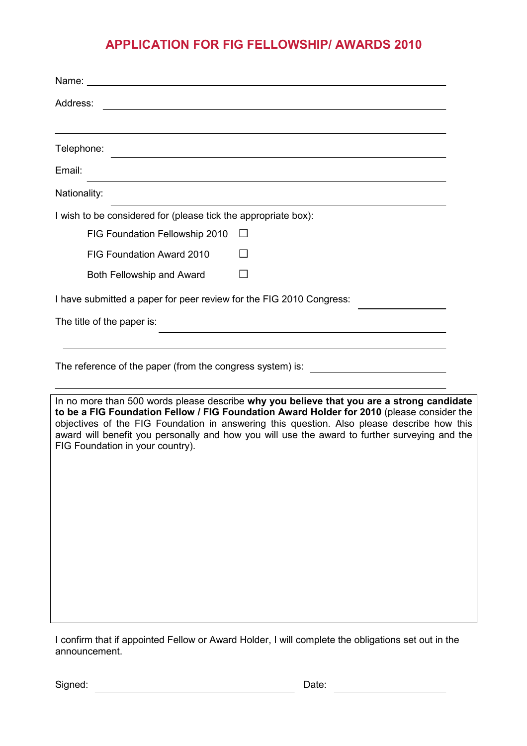# APPLICATION FOR FIG FELLOWSHIP/ AWARDS 2010

Name: ______________________________________________

Address: ______________________________________________

______________________________________________

Telephone: ______________________________________________

Email: ______________________________________________

Nationality: ______________________________________________

I wish to be considered for (please tick the appropriate box):

- FIG Foundation Fellowship 2010 ☐
- FIG Foundation Award 2010 ☐
- Both Fellowship and Award ☐

I have submitted a paper for peer review for the FIG 2010 Congress: ____________

The title of the paper is: ______________________________________________

______________________________________________

The reference of the paper (from the congress system) is: ____________

In no more than 500 words please describe **why you believe that you are a strong candidate to be a FIG Foundation Fellow / FIG Foundation Award Holder for 2010** (please consider the objectives of the FIG Foundation in answering this question. Also please describe how this award will benefit you personally and how you will use the award to further surveying and the FIG Foundation in your country).

I confirm that if appointed Fellow or Award Holder, I will complete the obligations set out in the announcement.

Signed: ______________________ Date: ____________